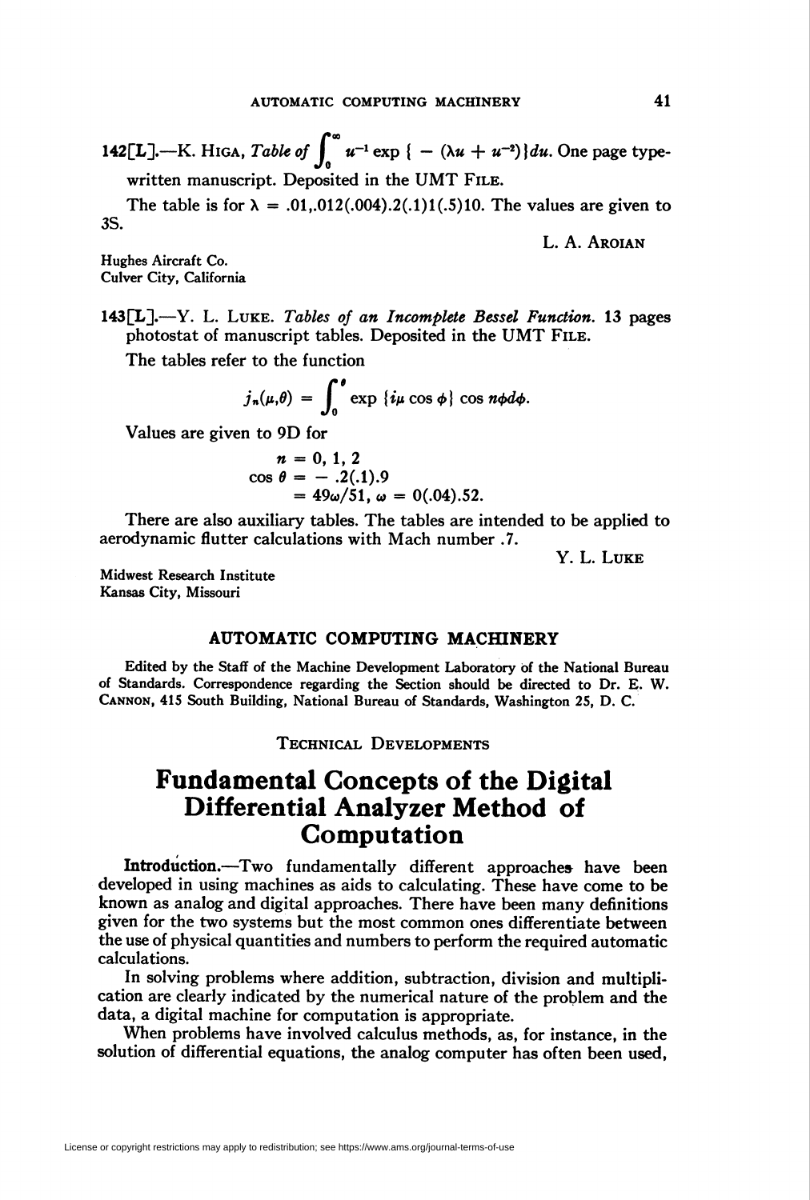142[L].—K. Higa, *Table of* $\int_0^\infty u^{-1} \exp\{-(\lambda u + u^{-2})\} du$. One page typewritten manuscript. Deposited in the UMT File.

The table is for $\lambda = .01, .012(.004).2(.1)1(.5)10$. The values are given to 3S.

L. A. Aroian

Hughes Aircraft Co.
Culver City, California

143[L].—Y. L. Luke. *Tables of an Incomplete Bessel Function.* 13 pages photostat of manuscript tables. Deposited in the UMT File.

The tables refer to the function

$$j_n(\mu, \theta) = \int_0^\theta \exp\{i\mu \cos\phi\} \cos n\phi d\phi.$$

Values are given to 9D for

$$n = 0, 1, 2$$
$$\cos\theta = -.2(.1).9$$
$$= 49\omega/51, \omega = 0(.04).52.$$

There are also auxiliary tables. The tables are intended to be applied to aerodynamic flutter calculations with Mach number .7.

Y. L. Luke

Midwest Research Institute
Kansas City, Missouri

## AUTOMATIC COMPUTING MACHINERY

Edited by the Staff of the Machine Development Laboratory of the National Bureau of Standards. Correspondence regarding the Section should be directed to Dr. E. W. Cannon, 415 South Building, National Bureau of Standards, Washington 25, D. C.

### Technical Developments

# Fundamental Concepts of the Digital Differential Analyzer Method of Computation

**Introduction.**—Two fundamentally different approaches have been developed in using machines as aids to calculating. These have come to be known as analog and digital approaches. There have been many definitions given for the two systems but the most common ones differentiate between the use of physical quantities and numbers to perform the required automatic calculations.

In solving problems where addition, subtraction, division and multiplication are clearly indicated by the numerical nature of the problem and the data, a digital machine for computation is appropriate.

When problems have involved calculus methods, as, for instance, in the solution of differential equations, the analog computer has often been used,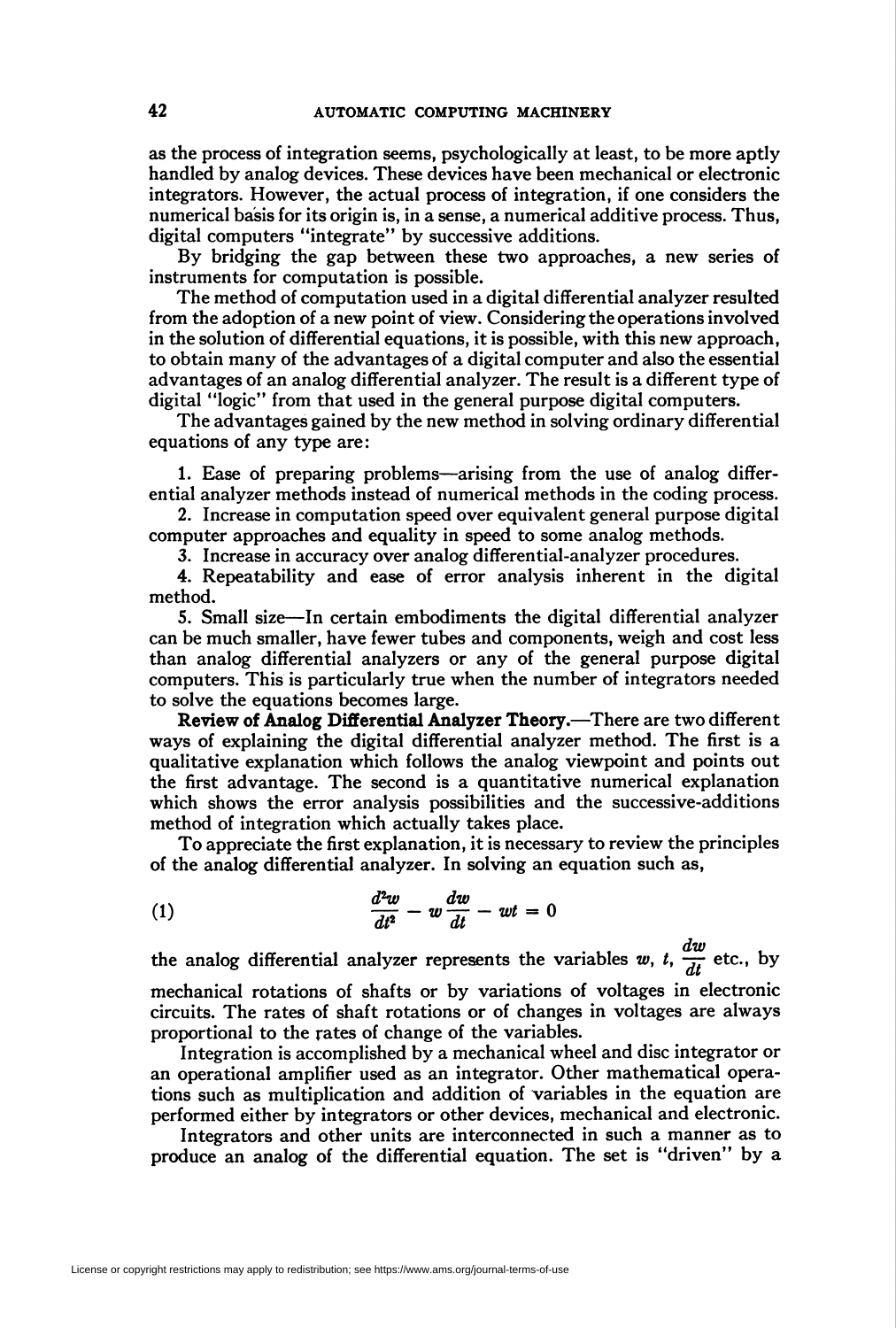as the process of integration seems, psychologically at least, to be more aptly handled by analog devices. These devices have been mechanical or electronic integrators. However, the actual process of integration, if one considers the numerical basis for its origin is, in a sense, a numerical additive process. Thus, digital computers "integrate" by successive additions.

By bridging the gap between these two approaches, a new series of instruments for computation is possible.

The method of computation used in a digital differential analyzer resulted from the adoption of a new point of view. Considering the operations involved in the solution of differential equations, it is possible, with this new approach, to obtain many of the advantages of a digital computer and also the essential advantages of an analog differential analyzer. The result is a different type of digital "logic" from that used in the general purpose digital computers.

The advantages gained by the new method in solving ordinary differential equations of any type are:

1. Ease of preparing problems—arising from the use of analog differential analyzer methods instead of numerical methods in the coding process.
2. Increase in computation speed over equivalent general purpose digital computer approaches and equality in speed to some analog methods.
3. Increase in accuracy over analog differential-analyzer procedures.
4. Repeatability and ease of error analysis inherent in the digital method.
5. Small size—In certain embodiments the digital differential analyzer can be much smaller, have fewer tubes and components, weigh and cost less than analog differential analyzers or any of the general purpose digital computers. This is particularly true when the number of integrators needed to solve the equations becomes large.

**Review of Analog Differential Analyzer Theory.**—There are two different ways of explaining the digital differential analyzer method. The first is a qualitative explanation which follows the analog viewpoint and points out the first advantage. The second is a quantitative numerical explanation which shows the error analysis possibilities and the successive-additions method of integration which actually takes place.

To appreciate the first explanation, it is necessary to review the principles of the analog differential analyzer. In solving an equation such as,

$$\frac{d^2w}{dt^2} - w\frac{dw}{dt} - wt = 0 \tag{1}$$

the analog differential analyzer represents the variables $w$, $t$, $\frac{dw}{dt}$ etc., by mechanical rotations of shafts or by variations of voltages in electronic circuits. The rates of shaft rotations or of changes in voltages are always proportional to the rates of change of the variables.

Integration is accomplished by a mechanical wheel and disc integrator or an operational amplifier used as an integrator. Other mathematical operations such as multiplication and addition of variables in the equation are performed either by integrators or other devices, mechanical and electronic.

Integrators and other units are interconnected in such a manner as to produce an analog of the differential equation. The set is "driven" by a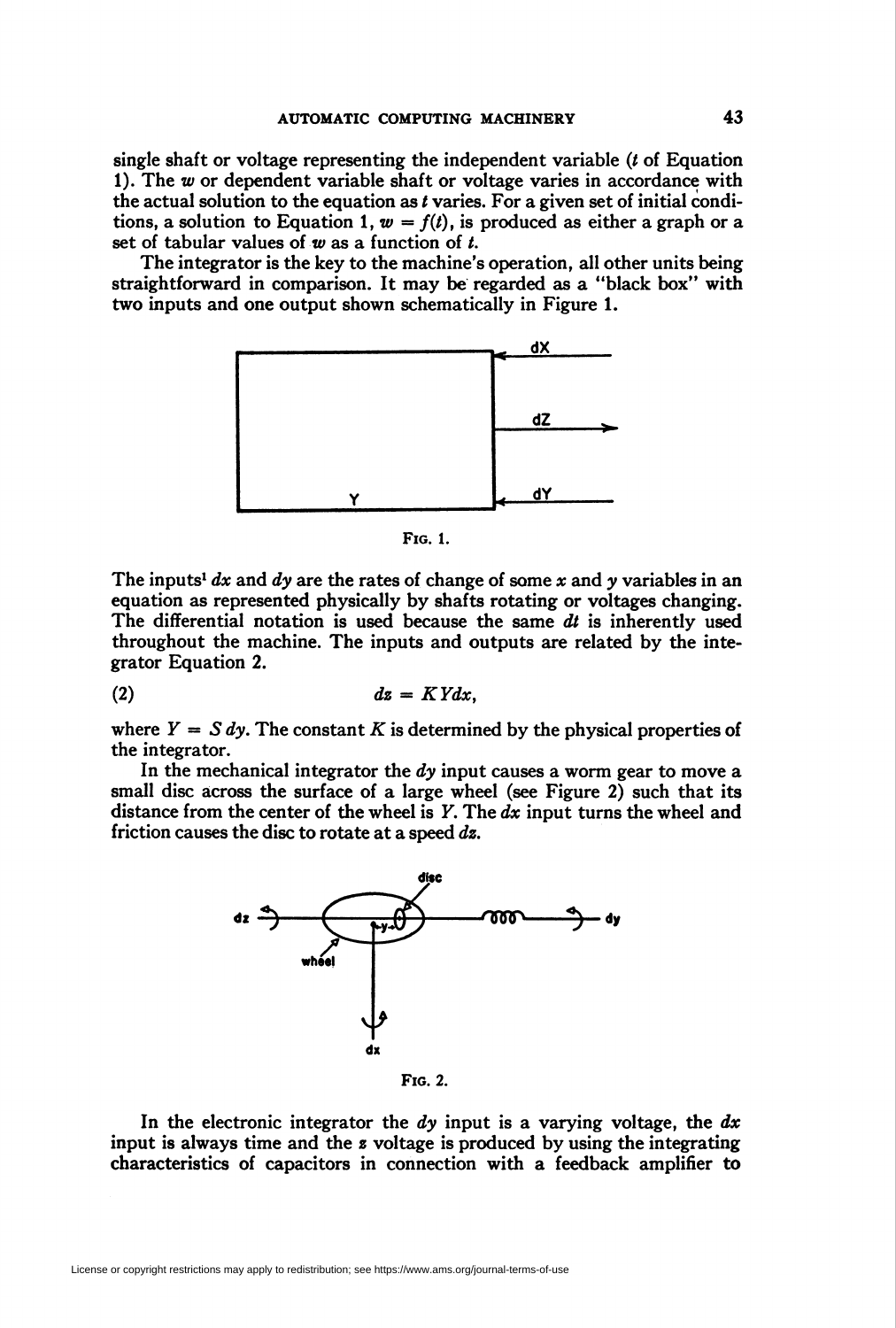single shaft or voltage representing the independent variable ($t$ of Equation 1). The $w$ or dependent variable shaft or voltage varies in accordance with the actual solution to the equation as $t$ varies. For a given set of initial conditions, a solution to Equation 1, $w = f(t)$, is produced as either a graph or a set of tabular values of $w$ as a function of $t$.

The integrator is the key to the machine's operation, all other units being straightforward in comparison. It may be regarded as a "black box" with two inputs and one output shown schematically in Figure 1.

Fig. 1.

The inputs[1] $dx$ and $dy$ are the rates of change of some $x$ and $y$ variables in an equation as represented physically by shafts rotating or voltages changing. The differential notation is used because the same $dt$ is inherently used throughout the machine. The inputs and outputs are related by the integrator Equation 2.

$$dz = KYdx, \tag{2}$$

where $Y = S\,dy$. The constant $K$ is determined by the physical properties of the integrator.

In the mechanical integrator the $dy$ input causes a worm gear to move a small disc across the surface of a large wheel (see Figure 2) such that its distance from the center of the wheel is $Y$. The $dx$ input turns the wheel and friction causes the disc to rotate at a speed $dz$.

Fig. 2.

In the electronic integrator the $dy$ input is a varying voltage, the $dx$ input is always time and the $z$ voltage is produced by using the integrating characteristics of capacitors in connection with a feedback amplifier to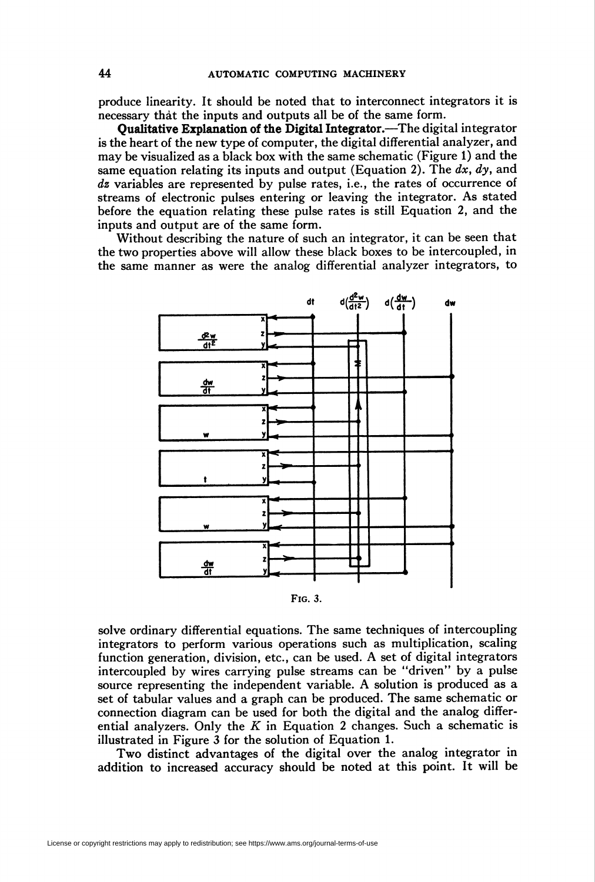produce linearity. It should be noted that to interconnect integrators it is necessary that the inputs and outputs all be of the same form.

**Qualitative Explanation of the Digital Integrator.**—The digital integrator is the heart of the new type of computer, the digital differential analyzer, and may be visualized as a black box with the same schematic (Figure 1) and the same equation relating its inputs and output (Equation 2). The $dx$, $dy$, and $dz$ variables are represented by pulse rates, i.e., the rates of occurrence of streams of electronic pulses entering or leaving the integrator. As stated before the equation relating these pulse rates is still Equation 2, and the inputs and output are of the same form.

Without describing the nature of such an integrator, it can be seen that the two properties above will allow these black boxes to be intercoupled, in the same manner as were the analog differential analyzer integrators, to

FIG. 3.

solve ordinary differential equations. The same techniques of intercoupling integrators to perform various operations such as multiplication, scaling function generation, division, etc., can be used. A set of digital integrators intercoupled by wires carrying pulse streams can be "driven" by a pulse source representing the independent variable. A solution is produced as a set of tabular values and a graph can be produced. The same schematic or connection diagram can be used for both the digital and the analog differential analyzers. Only the $K$ in Equation 2 changes. Such a schematic is illustrated in Figure 3 for the solution of Equation 1.

Two distinct advantages of the digital over the analog integrator in addition to increased accuracy should be noted at this point. It will be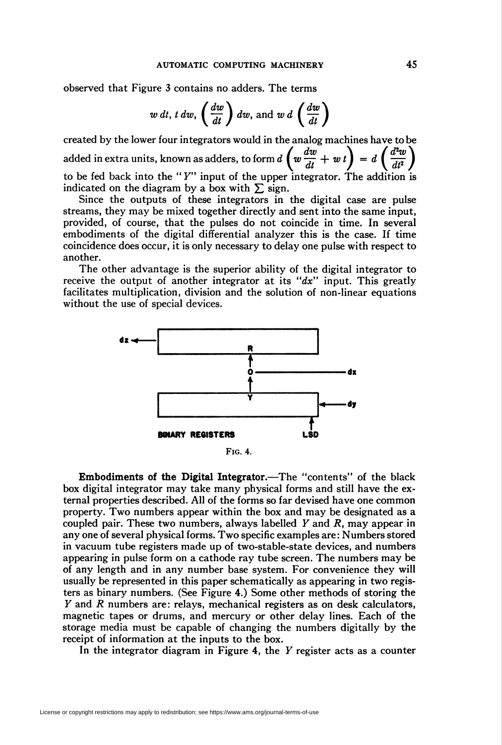observed that Figure 3 contains no adders. The terms

$$w\,dt,\ t\,dw,\ \left(\frac{dw}{dt}\right)dw, \text{ and } w\,d\left(\frac{dw}{dt}\right)$$

created by the lower four integrators would in the analog machines have to be added in extra units, known as adders, to form $d\left(w\frac{dw}{dt} + w\,t\right) = d\left(\frac{d^2w}{dt^2}\right)$ to be fed back into the "$Y$" input of the upper integrator. The addition is indicated on the diagram by a box with $\sum$ sign.

Since the outputs of these integrators in the digital case are pulse streams, they may be mixed together directly and sent into the same input, provided, of course, that the pulses do not coincide in time. In several embodiments of the digital differential analyzer this is the case. If time coincidence does occur, it is only necessary to delay one pulse with respect to another.

The other advantage is the superior ability of the digital integrator to receive the output of another integrator at its "$dx$" input. This greatly facilitates multiplication, division and the solution of non-linear equations without the use of special devices.

FIG. 4.

**Embodiments of the Digital Integrator.**—The "contents" of the black box digital integrator may take many physical forms and still have the external properties described. All of the forms so far devised have one common property. Two numbers appear within the box and may be designated as a coupled pair. These two numbers, always labelled $Y$ and $R$, may appear in any one of several physical forms. Two specific examples are: Numbers stored in vacuum tube registers made up of two-stable-state devices, and numbers appearing in pulse form on a cathode ray tube screen. The numbers may be of any length and in any number base system. For convenience they will usually be represented in this paper schematically as appearing in two registers as binary numbers. (See Figure 4.) Some other methods of storing the $Y$ and $R$ numbers are: relays, mechanical registers as on desk calculators, magnetic tapes or drums, and mercury or other delay lines. Each of the storage media must be capable of changing the numbers digitally by the receipt of information at the inputs to the box.

In the integrator diagram in Figure 4, the $Y$ register acts as a counter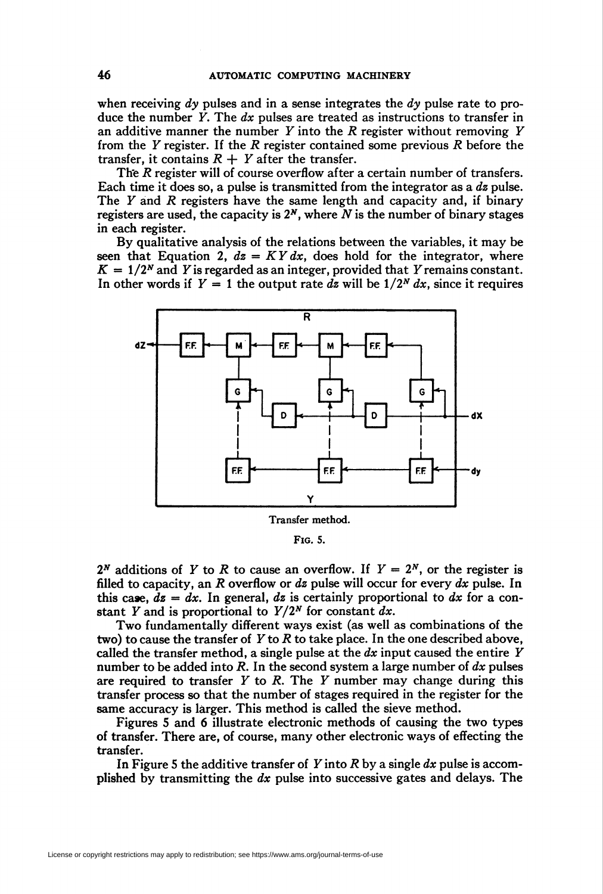when receiving $dy$ pulses and in a sense integrates the $dy$ pulse rate to produce the number $Y$. The $dx$ pulses are treated as instructions to transfer in an additive manner the number $Y$ into the $R$ register without removing $Y$ from the $Y$ register. If the $R$ register contained some previous $R$ before the transfer, it contains $R + Y$ after the transfer.

The $R$ register will of course overflow after a certain number of transfers. Each time it does so, a pulse is transmitted from the integrator as a $dz$ pulse. The $Y$ and $R$ registers have the same length and capacity and, if binary registers are used, the capacity is $2^N$, where $N$ is the number of binary stages in each register.

By qualitative analysis of the relations between the variables, it may be seen that Equation 2, $dz = KY\,dx$, does hold for the integrator, where $K = 1/2^N$ and $Y$ is regarded as an integer, provided that $Y$ remains constant. In other words if $Y = 1$ the output rate $dz$ will be $1/2^N\,dx$, since it requires

Transfer method.

Fig. 5.

$2^N$ additions of $Y$ to $R$ to cause an overflow. If $Y = 2^N$, or the register is filled to capacity, an $R$ overflow or $dz$ pulse will occur for every $dx$ pulse. In this case, $dz = dx$. In general, $dz$ is certainly proportional to $dx$ for a constant $Y$ and is proportional to $Y/2^N$ for constant $dx$.

Two fundamentally different ways exist (as well as combinations of the two) to cause the transfer of $Y$ to $R$ to take place. In the one described above, called the transfer method, a single pulse at the $dx$ input caused the entire $Y$ number to be added into $R$. In the second system a large number of $dx$ pulses are required to transfer $Y$ to $R$. The $Y$ number may change during this transfer process so that the number of stages required in the register for the same accuracy is larger. This method is called the sieve method.

Figures 5 and 6 illustrate electronic methods of causing the two types of transfer. There are, of course, many other electronic ways of effecting the transfer.

In Figure 5 the additive transfer of $Y$ into $R$ by a single $dx$ pulse is accomplished by transmitting the $dx$ pulse into successive gates and delays. The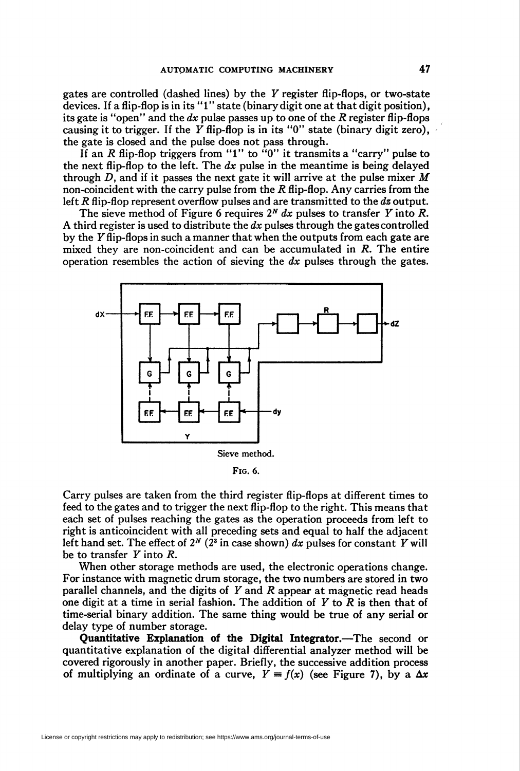gates are controlled (dashed lines) by the $Y$ register flip-flops, or two-state devices. If a flip-flop is in its "1" state (binary digit one at that digit position), its gate is "open" and the $dx$ pulse passes up to one of the $R$ register flip-flops causing it to trigger. If the $Y$ flip-flop is in its "0" state (binary digit zero), the gate is closed and the pulse does not pass through.

If an $R$ flip-flop triggers from "1" to "0" it transmits a "carry" pulse to the next flip-flop to the left. The $dx$ pulse in the meantime is being delayed through $D$, and if it passes the next gate it will arrive at the pulse mixer $M$ non-coincident with the carry pulse from the $R$ flip-flop. Any carries from the left $R$ flip-flop represent overflow pulses and are transmitted to the $dz$ output.

The sieve method of Figure 6 requires $2^N$ $dx$ pulses to transfer $Y$ into $R$. A third register is used to distribute the $dx$ pulses through the gates controlled by the $Y$ flip-flops in such a manner that when the outputs from each gate are mixed they are non-coincident and can be accumulated in $R$. The entire operation resembles the action of sieving the $dx$ pulses through the gates.

Sieve method.

Fig. 6.

Carry pulses are taken from the third register flip-flops at different times to feed to the gates and to trigger the next flip-flop to the right. This means that each set of pulses reaching the gates as the operation proceeds from left to right is anticoincident with all preceding sets and equal to half the adjacent left hand set. The effect of $2^N$ ($2^3$ in case shown) $dx$ pulses for constant $Y$ will be to transfer $Y$ into $R$.

When other storage methods are used, the electronic operations change. For instance with magnetic drum storage, the two numbers are stored in two parallel channels, and the digits of $Y$ and $R$ appear at magnetic read heads one digit at a time in serial fashion. The addition of $Y$ to $R$ is then that of time-serial binary addition. The same thing would be true of any serial or delay type of number storage.

**Quantitative Explanation of the Digital Integrator.**—The second or quantitative explanation of the digital differential analyzer method will be covered rigorously in another paper. Briefly, the successive addition process of multiplying an ordinate of a curve, $Y \equiv f(x)$ (see Figure 7), by a $\Delta x$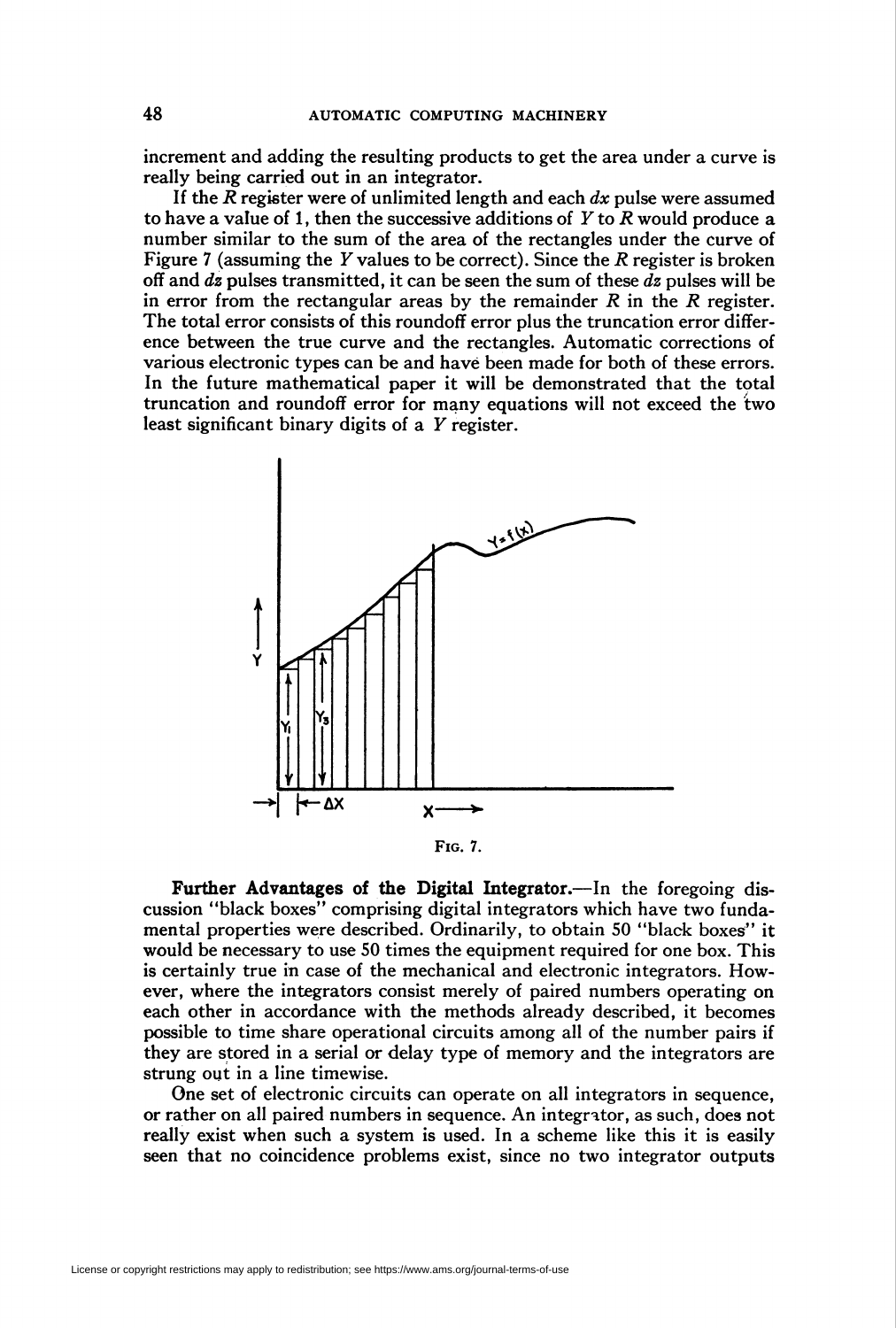increment and adding the resulting products to get the area under a curve is really being carried out in an integrator.

If the $R$ register were of unlimited length and each $dx$ pulse were assumed to have a value of 1, then the successive additions of $Y$ to $R$ would produce a number similar to the sum of the area of the rectangles under the curve of Figure 7 (assuming the $Y$ values to be correct). Since the $R$ register is broken off and $dz$ pulses transmitted, it can be seen the sum of these $dz$ pulses will be in error from the rectangular areas by the remainder $R$ in the $R$ register. The total error consists of this roundoff error plus the truncation error difference between the true curve and the rectangles. Automatic corrections of various electronic types can be and have been made for both of these errors. In the future mathematical paper it will be demonstrated that the total truncation and roundoff error for many equations will not exceed the two least significant binary digits of a $Y$ register.

FIG. 7.

**Further Advantages of the Digital Integrator.**—In the foregoing discussion "black boxes" comprising digital integrators which have two fundamental properties were described. Ordinarily, to obtain 50 "black boxes" it would be necessary to use 50 times the equipment required for one box. This is certainly true in case of the mechanical and electronic integrators. However, where the integrators consist merely of paired numbers operating on each other in accordance with the methods already described, it becomes possible to time share operational circuits among all of the number pairs if they are stored in a serial or delay type of memory and the integrators are strung out in a line timewise.

One set of electronic circuits can operate on all integrators in sequence, or rather on all paired numbers in sequence. An integrator, as such, does not really exist when such a system is used. In a scheme like this it is easily seen that no coincidence problems exist, since no two integrator outputs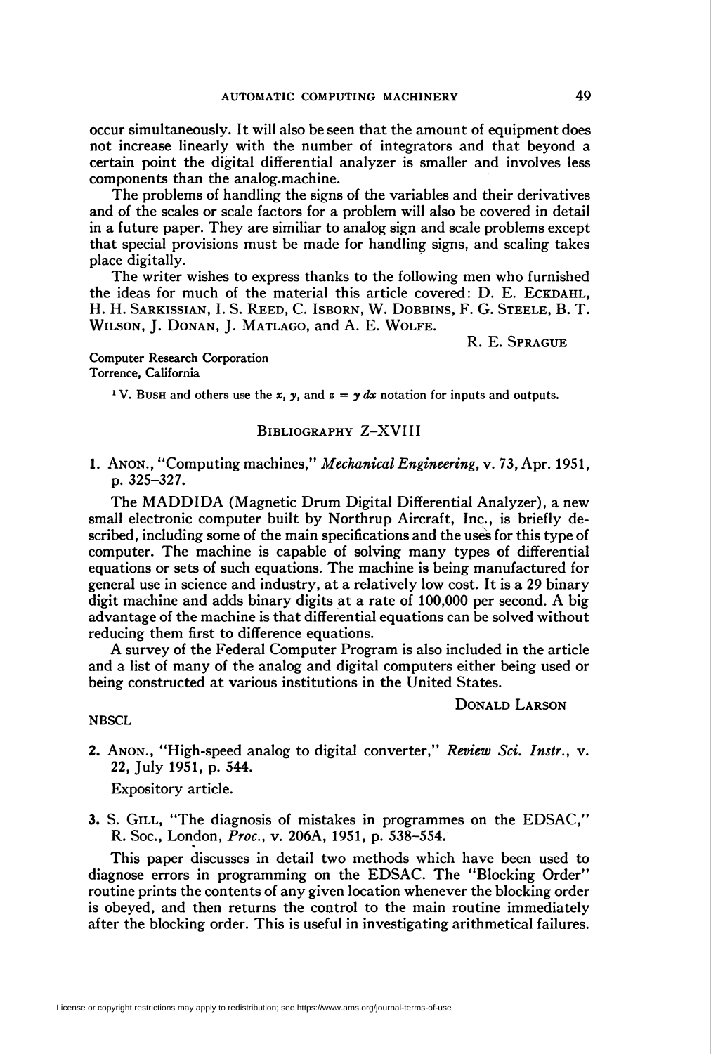occur simultaneously. It will also be seen that the amount of equipment does not increase linearly with the number of integrators and that beyond a certain point the digital differential analyzer is smaller and involves less components than the analog.machine.

The problems of handling the signs of the variables and their derivatives and of the scales or scale factors for a problem will also be covered in detail in a future paper. They are similiar to analog sign and scale problems except that special provisions must be made for handling signs, and scaling takes place digitally.

The writer wishes to express thanks to the following men who furnished the ideas for much of the material this article covered: D. E. Eckdahl, H. H. Sarkissian, I. S. Reed, C. Isborn, W. Dobbins, F. G. Steele, B. T. Wilson, J. Donan, J. Matlago, and A. E. Wolfe.

R. E. Sprague

Computer Research Corporation
Torrence, California

[1] V. Bush and others use the $x$, $y$, and $z = y\,dx$ notation for inputs and outputs.

## Bibliography Z–XVIII

**1.** Anon., "Computing machines," *Mechanical Engineering*, v. 73, Apr. 1951, p. 325–327.

The MADDIDA (Magnetic Drum Digital Differential Analyzer), a new small electronic computer built by Northrup Aircraft, Inc., is briefly described, including some of the main specifications and the uses for this type of computer. The machine is capable of solving many types of differential equations or sets of such equations. The machine is being manufactured for general use in science and industry, at a relatively low cost. It is a 29 binary digit machine and adds binary digits at a rate of 100,000 per second. A big advantage of the machine is that differential equations can be solved without reducing them first to difference equations.

A survey of the Federal Computer Program is also included in the article and a list of many of the analog and digital computers either being used or being constructed at various institutions in the United States.

Donald Larson

NBSCL

**2.** Anon., "High-speed analog to digital converter," *Review Sci. Instr.*, v. 22, July 1951, p. 544.

Expository article.

**3.** S. Gill, "The diagnosis of mistakes in programmes on the EDSAC," R. Soc., London, *Proc.*, v. 206A, 1951, p. 538–554.

This paper discusses in detail two methods which have been used to diagnose errors in programming on the EDSAC. The "Blocking Order" routine prints the contents of any given location whenever the blocking order is obeyed, and then returns the control to the main routine immediately after the blocking order. This is useful in investigating arithmetical failures.